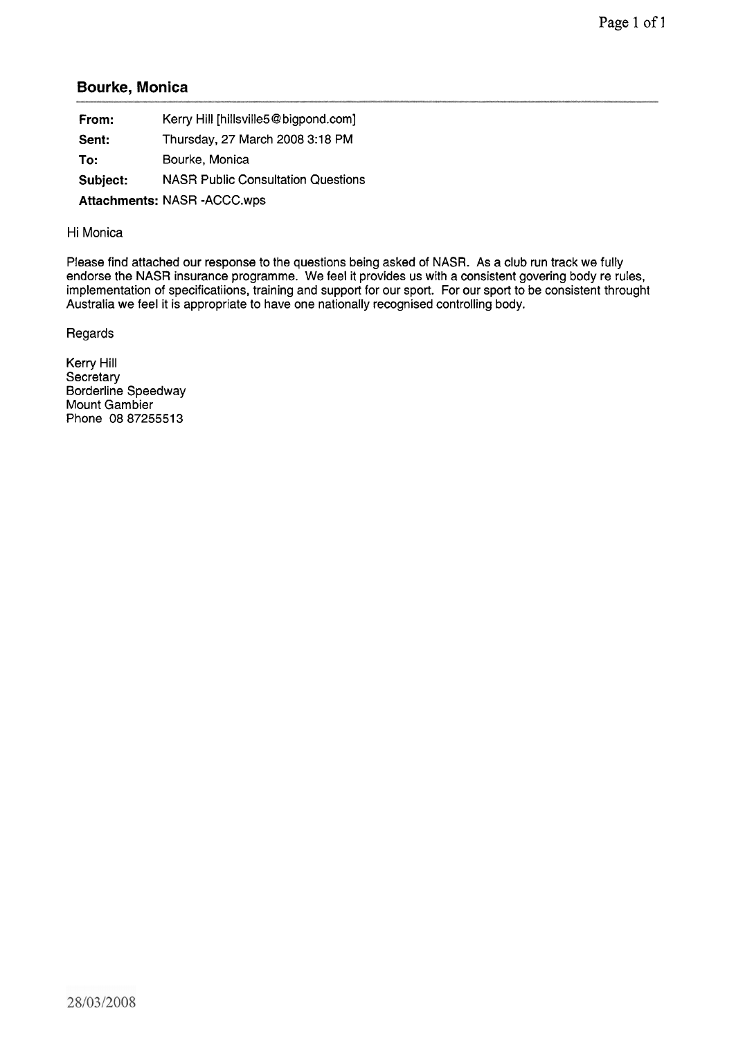## Bourke, Monica

| | |
|---|---|
| **From:** | Kerry Hill [hillsville5@bigpond.com] |
| **Sent:** | Thursday, 27 March 2008 3:18 PM |
| **To:** | Bourke, Monica |
| **Subject:** | NASR Public Consultation Questions |
| **Attachments:** | NASR -ACCC.wps |

Hi Monica

Please find attached our response to the questions being asked of NASR. As a club run track we fully endorse the NASR insurance programme. We feel it provides us with a consistent govering body re rules, implementation of specificatiions, training and support for our sport. For our sport to be consistent throught Australia we feel it is appropriate to have one nationally recognised controlling body.

Regards

Kerry Hill
Secretary
Borderline Speedway
Mount Gambier
Phone 08 87255513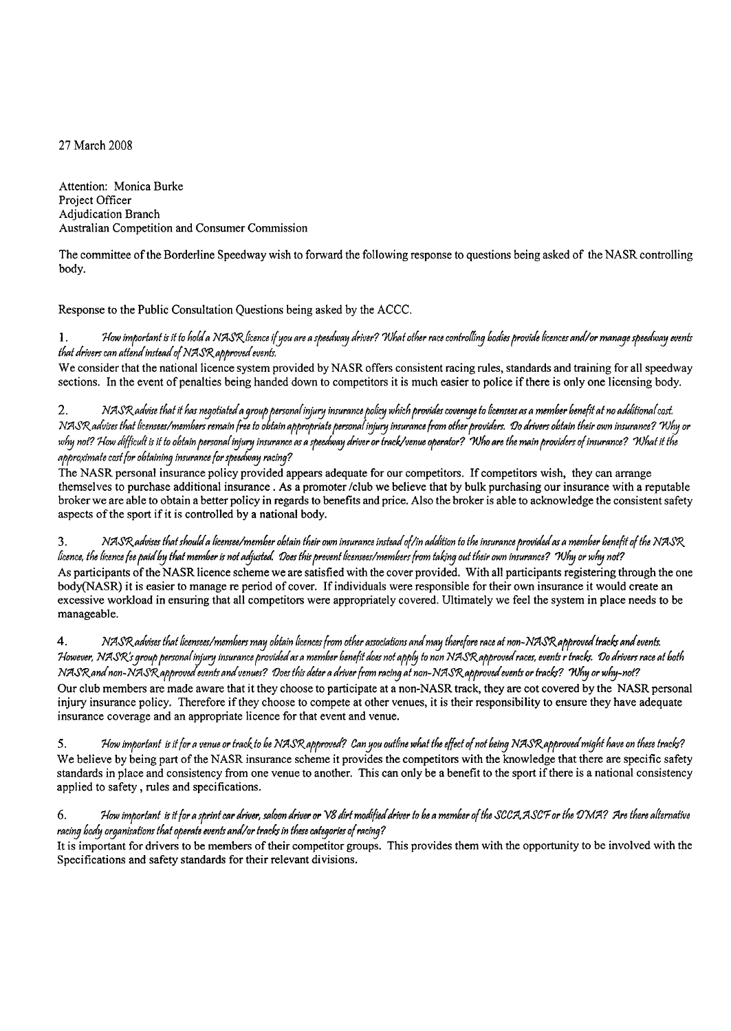27 March 2008

Attention: Monica Burke
Project Officer
Adjudication Branch
Australian Competition and Consumer Commission

The committee of the Borderline Speedway wish to forward the following response to questions being asked of the NASR controlling body.

Response to the Public Consultation Questions being asked by the ACCC.

1. *How important is it to hold a NASR licence if you are a speedway driver? What other race controlling bodies provide licences and/or manage speedway events that drivers can attend instead of NASR approved events.*

We consider that the national licence system provided by NASR offers consistent racing rules, standards and training for all speedway sections. In the event of penalties being handed down to competitors it is much easier to police if there is only one licensing body.

2. *NASR advise that it has negotiated a group personal injury insurance policy which provides coverage to licensees as a member benefit at no additional cost. NASR advises that licensees/members remain free to obtain appropriate personal injury insurance from other providers. Do drivers obtain their own insurance? Why or why not? How difficult is it to obtain personal injury insurance as a speedway driver or track/venue operator? Who are the main providers of insurance? What it the approximate cost for obtaining insurance for speedway racing?*

The NASR personal insurance policy provided appears adequate for our competitors. If competitors wish, they can arrange themselves to purchase additional insurance . As a promoter /club we believe that by bulk purchasing our insurance with a reputable broker we are able to obtain a better policy in regards to benefits and price. Also the broker is able to acknowledge the consistent safety aspects of the sport if it is controlled by a national body.

3. *NASR advises that should a licensee/member obtain their own insurance instead of/in addition to the insurance provided as a member benefit of the NASR licence, the licence fee paid by that member is not adjusted. Does this prevent licensees/members from taking out their own insurance? Why or why not?*

As participants of the NASR licence scheme we are satisfied with the cover provided. With all participants registering through the one body(NASR) it is easier to manage re period of cover. If individuals were responsible for their own insurance it would create an excessive workload in ensuring that all competitors were appropriately covered. Ultimately we feel the system in place needs to be manageable.

4. *NASR advises that licensees/members may obtain licences from other associations and may therefore race at non-NASR approved tracks and events. However, NASR's group personal injury insurance provided as a member benefit does not apply to non NASR approved races, events r tracks. Do drivers race at both NASR and non-NASR approved events and venues? Does this deter a driver from racing at non-NASR approved events or tracks? Why or why-not?*

Our club members are made aware that it they choose to participate at a non-NASR track, they are cot covered by the NASR personal injury insurance policy. Therefore if they choose to compete at other venues, it is their responsibility to ensure they have adequate insurance coverage and an appropriate licence for that event and venue.

5. *How important is it for a venue or track to be NASR approved? Can you outline what the effect of not being NASR approved might have on these tracks?*

We believe by being part of the NASR insurance scheme it provides the competitors with the knowledge that there are specific safety standards in place and consistency from one venue to another. This can only be a benefit to the sport if there is a national consistency applied to safety , rules and specifications.

6. *How important is it for a sprint car driver, saloon driver or V8 dirt modified driver to be a member of the SCCA, ASCF or the DMA? Are there alternative racing body organisations that operate events and/or tracks in these categories of racing?*

It is important for drivers to be members of their competitor groups. This provides them with the opportunity to be involved with the Specifications and safety standards for their relevant divisions.